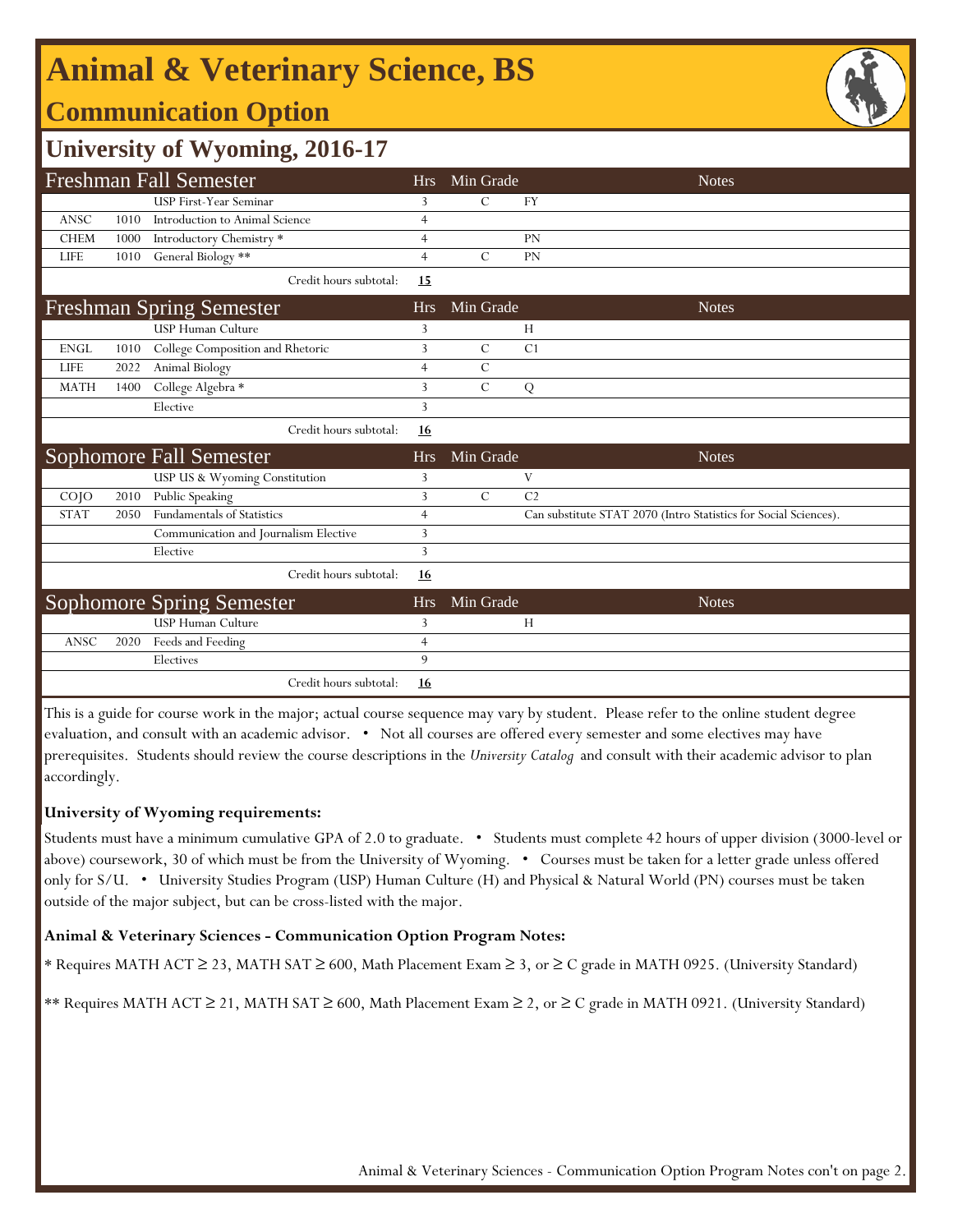# Animal & Veterinary Science, BS

## Communication Option

## University of Wyoming, 2016-17

### Freshman Fall Semester

| | | | Hrs | Min Grade | Notes |
|---|---|---|---|---|---|
| | | USP First-Year Seminar | 3 | C | FY |
| ANSC | 1010 | Introduction to Animal Science | 4 | | |
| CHEM | 1000 | Introductory Chemistry * | 4 | | PN |
| LIFE | 1010 | General Biology ** | 4 | C | PN |
| | | Credit hours subtotal: | **15** | | |

### Freshman Spring Semester

| | | | Hrs | Min Grade | Notes |
|---|---|---|---|---|---|
| | | USP Human Culture | 3 | | H |
| ENGL | 1010 | College Composition and Rhetoric | 3 | C | C1 |
| LIFE | 2022 | Animal Biology | 4 | C | |
| MATH | 1400 | College Algebra * | 3 | C | Q |
| | | Elective | 3 | | |
| | | Credit hours subtotal: | **16** | | |

### Sophomore Fall Semester

| | | | Hrs | Min Grade | Notes |
|---|---|---|---|---|---|
| | | USP US & Wyoming Constitution | 3 | | V |
| COJO | 2010 | Public Speaking | 3 | C | C2 |
| STAT | 2050 | Fundamentals of Statistics | 4 | | Can substitute STAT 2070 (Intro Statistics for Social Sciences). |
| | | Communication and Journalism Elective | 3 | | |
| | | Elective | 3 | | |
| | | Credit hours subtotal: | **16** | | |

### Sophomore Spring Semester

| | | | Hrs | Min Grade | Notes |
|---|---|---|---|---|---|
| | | USP Human Culture | 3 | | H |
| ANSC | 2020 | Feeds and Feeding | 4 | | |
| | | Electives | 9 | | |
| | | Credit hours subtotal: | **16** | | |

This is a guide for course work in the major; actual course sequence may vary by student. Please refer to the online student degree evaluation, and consult with an academic advisor. • Not all courses are offered every semester and some electives may have prerequisites. Students should review the course descriptions in the *University Catalog* and consult with their academic advisor to plan accordingly.

**University of Wyoming requirements:**

Students must have a minimum cumulative GPA of 2.0 to graduate. • Students must complete 42 hours of upper division (3000-level or above) coursework, 30 of which must be from the University of Wyoming. • Courses must be taken for a letter grade unless offered only for S/U. • University Studies Program (USP) Human Culture (H) and Physical & Natural World (PN) courses must be taken outside of the major subject, but can be cross-listed with the major.

**Animal & Veterinary Sciences - Communication Option Program Notes:**

* Requires MATH ACT ≥ 23, MATH SAT ≥ 600, Math Placement Exam ≥ 3, or ≥ C grade in MATH 0925. (University Standard)

** Requires MATH ACT ≥ 21, MATH SAT ≥ 600, Math Placement Exam ≥ 2, or ≥ C grade in MATH 0921. (University Standard)

Animal & Veterinary Sciences - Communication Option Program Notes con't on page 2.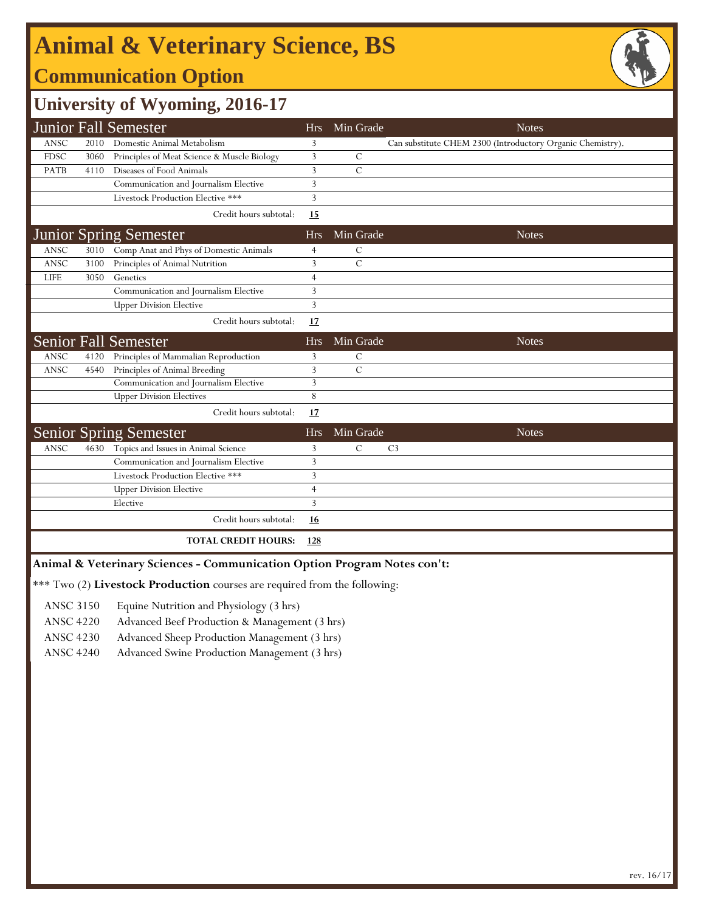# Animal & Veterinary Science, BS

## Communication Option

## University of Wyoming, 2016-17

| Junior Fall Semester | | | Hrs | Min Grade | Notes |
|---|---|---|---|---|---|
| ANSC | 2010 | Domestic Animal Metabolism | 3 | | Can substitute CHEM 2300 (Introductory Organic Chemistry). |
| FDSC | 3060 | Principles of Meat Science & Muscle Biology | 3 | C | |
| PATB | 4110 | Diseases of Food Animals | 3 | C | |
| | | Communication and Journalism Elective | 3 | | |
| | | Livestock Production Elective *** | 3 | | |
| | | Credit hours subtotal: | **15** | | |

| Junior Spring Semester | | | Hrs | Min Grade | Notes |
|---|---|---|---|---|---|
| ANSC | 3010 | Comp Anat and Phys of Domestic Animals | 4 | C | |
| ANSC | 3100 | Principles of Animal Nutrition | 3 | C | |
| LIFE | 3050 | Genetics | 4 | | |
| | | Communication and Journalism Elective | 3 | | |
| | | Upper Division Elective | 3 | | |
| | | Credit hours subtotal: | **17** | | |

| Senior Fall Semester | | | Hrs | Min Grade | Notes |
|---|---|---|---|---|---|
| ANSC | 4120 | Principles of Mammalian Reproduction | 3 | C | |
| ANSC | 4540 | Principles of Animal Breeding | 3 | C | |
| | | Communication and Journalism Elective | 3 | | |
| | | Upper Division Electives | 8 | | |
| | | Credit hours subtotal: | **17** | | |

| Senior Spring Semester | | | Hrs | Min Grade | Notes |
|---|---|---|---|---|---|
| ANSC | 4630 | Topics and Issues in Animal Science | 3 | C | C3 |
| | | Communication and Journalism Elective | 3 | | |
| | | Livestock Production Elective *** | 3 | | |
| | | Upper Division Elective | 4 | | |
| | | Elective | 3 | | |
| | | Credit hours subtotal: | **16** | | |
| | | **TOTAL CREDIT HOURS:** | **128** | | |

**Animal & Veterinary Sciences - Communication Option Program Notes con't:**

*** Two (2) **Livestock Production** courses are required from the following:

- ANSC 3150 Equine Nutrition and Physiology (3 hrs)
- ANSC 4220 Advanced Beef Production & Management (3 hrs)
- ANSC 4230 Advanced Sheep Production Management (3 hrs)
- ANSC 4240 Advanced Swine Production Management (3 hrs)

rev. 16/17